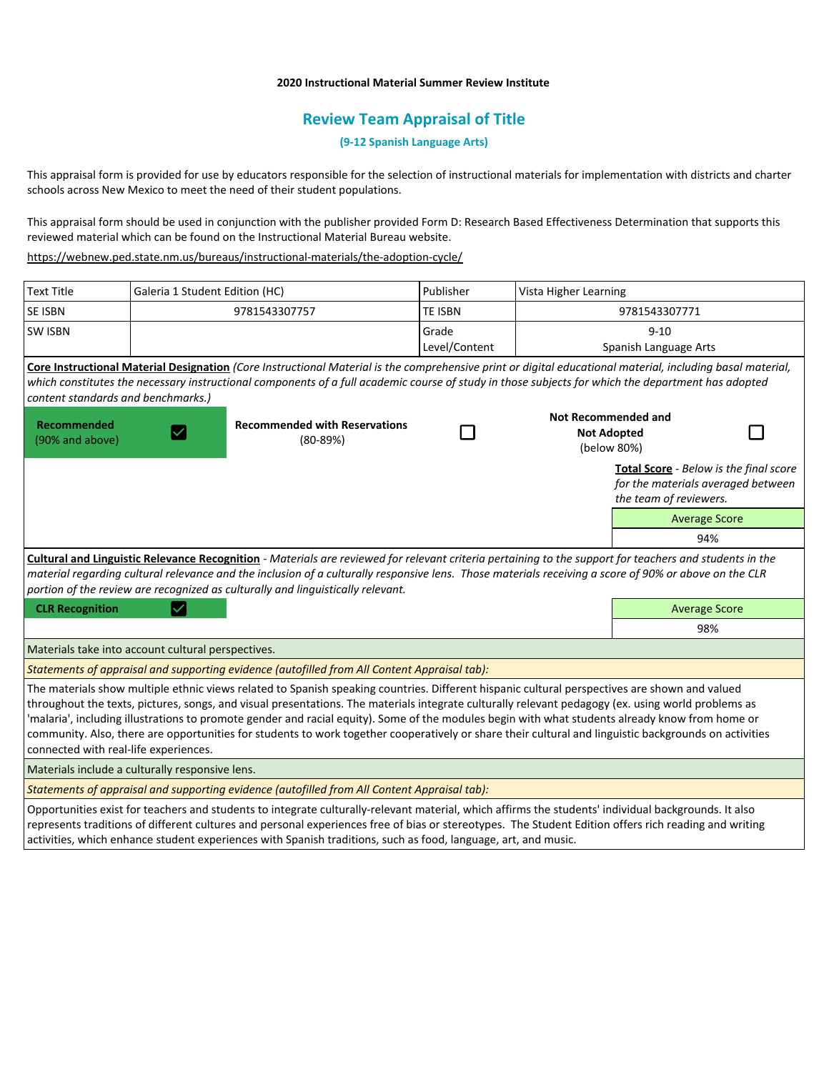**2020 Instructional Material Summer Review Institute**

## Review Team Appraisal of Title

**(9-12 Spanish Language Arts)**

This appraisal form is provided for use by educators responsible for the selection of instructional materials for implementation with districts and charter schools across New Mexico to meet the need of their student populations.

This appraisal form should be used in conjunction with the publisher provided Form D: Research Based Effectiveness Determination that supports this reviewed material which can be found on the Instructional Material Bureau website.

https://webnew.ped.state.nm.us/bureaus/instructional-materials/the-adoption-cycle/

| Text Title | Galeria 1 Student Edition (HC) | Publisher | Vista Higher Learning |
|---|---|---|---|
| SE ISBN | 9781543307757 | TE ISBN | 9781543307771 |
| SW ISBN | | Grade Level/Content | 9-10 Spanish Language Arts |

**Core Instructional Material Designation** *(Core Instructional Material is the comprehensive print or digital educational material, including basal material, which constitutes the necessary instructional components of a full academic course of study in those subjects for which the department has adopted content standards and benchmarks.)*

| **Recommended** (90% and above) | ☑ | **Recommended with Reservations** (80-89%) | ☐ | **Not Recommended and Not Adopted** (below 80%) | ☐ |
|---|---|---|---|---|---|

**Total Score** - *Below is the final score for the materials averaged between the team of reviewers.*

| Average Score |
|---|
| 94% |

**Cultural and Linguistic Relevance Recognition** - *Materials are reviewed for relevant criteria pertaining to the support for teachers and students in the material regarding cultural relevance and the inclusion of a culturally responsive lens. Those materials receiving a score of 90% or above on the CLR portion of the review are recognized as culturally and linguistically relevant.*

**CLR Recognition** ☑

| Average Score |
|---|
| 98% |

Materials take into account cultural perspectives.

*Statements of appraisal and supporting evidence (autofilled from All Content Appraisal tab):*

The materials show multiple ethnic views related to Spanish speaking countries. Different hispanic cultural perspectives are shown and valued throughout the texts, pictures, songs, and visual presentations. The materials integrate culturally relevant pedagogy (ex. using world problems as 'malaria', including illustrations to promote gender and racial equity). Some of the modules begin with what students already know from home or community. Also, there are opportunities for students to work together cooperatively or share their cultural and linguistic backgrounds on activities connected with real-life experiences.

Materials include a culturally responsive lens.

*Statements of appraisal and supporting evidence (autofilled from All Content Appraisal tab):*

Opportunities exist for teachers and students to integrate culturally-relevant material, which affirms the students' individual backgrounds. It also represents traditions of different cultures and personal experiences free of bias or stereotypes. The Student Edition offers rich reading and writing activities, which enhance student experiences with Spanish traditions, such as food, language, art, and music.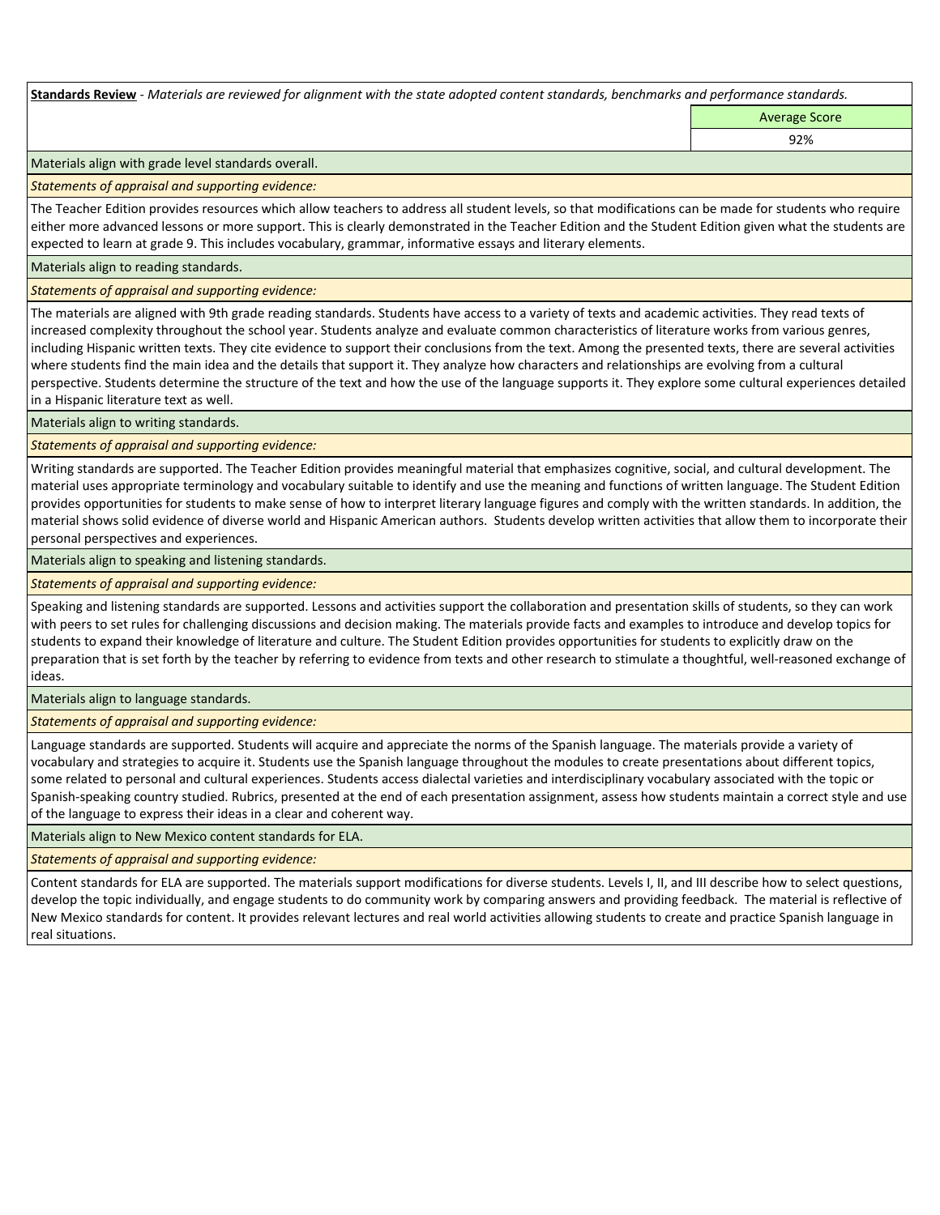**Standards Review** - *Materials are reviewed for alignment with the state adopted content standards, benchmarks and performance standards.*

| | Average Score |
|---|---|
| | 92% |

Materials align with grade level standards overall.

*Statements of appraisal and supporting evidence:*

The Teacher Edition provides resources which allow teachers to address all student levels, so that modifications can be made for students who require either more advanced lessons or more support. This is clearly demonstrated in the Teacher Edition and the Student Edition given what the students are expected to learn at grade 9. This includes vocabulary, grammar, informative essays and literary elements.

Materials align to reading standards.

*Statements of appraisal and supporting evidence:*

The materials are aligned with 9th grade reading standards. Students have access to a variety of texts and academic activities. They read texts of increased complexity throughout the school year. Students analyze and evaluate common characteristics of literature works from various genres, including Hispanic written texts. They cite evidence to support their conclusions from the text. Among the presented texts, there are several activities where students find the main idea and the details that support it. They analyze how characters and relationships are evolving from a cultural perspective. Students determine the structure of the text and how the use of the language supports it. They explore some cultural experiences detailed in a Hispanic literature text as well.

Materials align to writing standards.

*Statements of appraisal and supporting evidence:*

Writing standards are supported. The Teacher Edition provides meaningful material that emphasizes cognitive, social, and cultural development. The material uses appropriate terminology and vocabulary suitable to identify and use the meaning and functions of written language. The Student Edition provides opportunities for students to make sense of how to interpret literary language figures and comply with the written standards. In addition, the material shows solid evidence of diverse world and Hispanic American authors. Students develop written activities that allow them to incorporate their personal perspectives and experiences.

Materials align to speaking and listening standards.

*Statements of appraisal and supporting evidence:*

Speaking and listening standards are supported. Lessons and activities support the collaboration and presentation skills of students, so they can work with peers to set rules for challenging discussions and decision making. The materials provide facts and examples to introduce and develop topics for students to expand their knowledge of literature and culture. The Student Edition provides opportunities for students to explicitly draw on the preparation that is set forth by the teacher by referring to evidence from texts and other research to stimulate a thoughtful, well-reasoned exchange of ideas.

Materials align to language standards.

*Statements of appraisal and supporting evidence:*

Language standards are supported. Students will acquire and appreciate the norms of the Spanish language. The materials provide a variety of vocabulary and strategies to acquire it. Students use the Spanish language throughout the modules to create presentations about different topics, some related to personal and cultural experiences. Students access dialectal varieties and interdisciplinary vocabulary associated with the topic or Spanish-speaking country studied. Rubrics, presented at the end of each presentation assignment, assess how students maintain a correct style and use of the language to express their ideas in a clear and coherent way.

Materials align to New Mexico content standards for ELA.

*Statements of appraisal and supporting evidence:*

Content standards for ELA are supported. The materials support modifications for diverse students. Levels I, II, and III describe how to select questions, develop the topic individually, and engage students to do community work by comparing answers and providing feedback. The material is reflective of New Mexico standards for content. It provides relevant lectures and real world activities allowing students to create and practice Spanish language in real situations.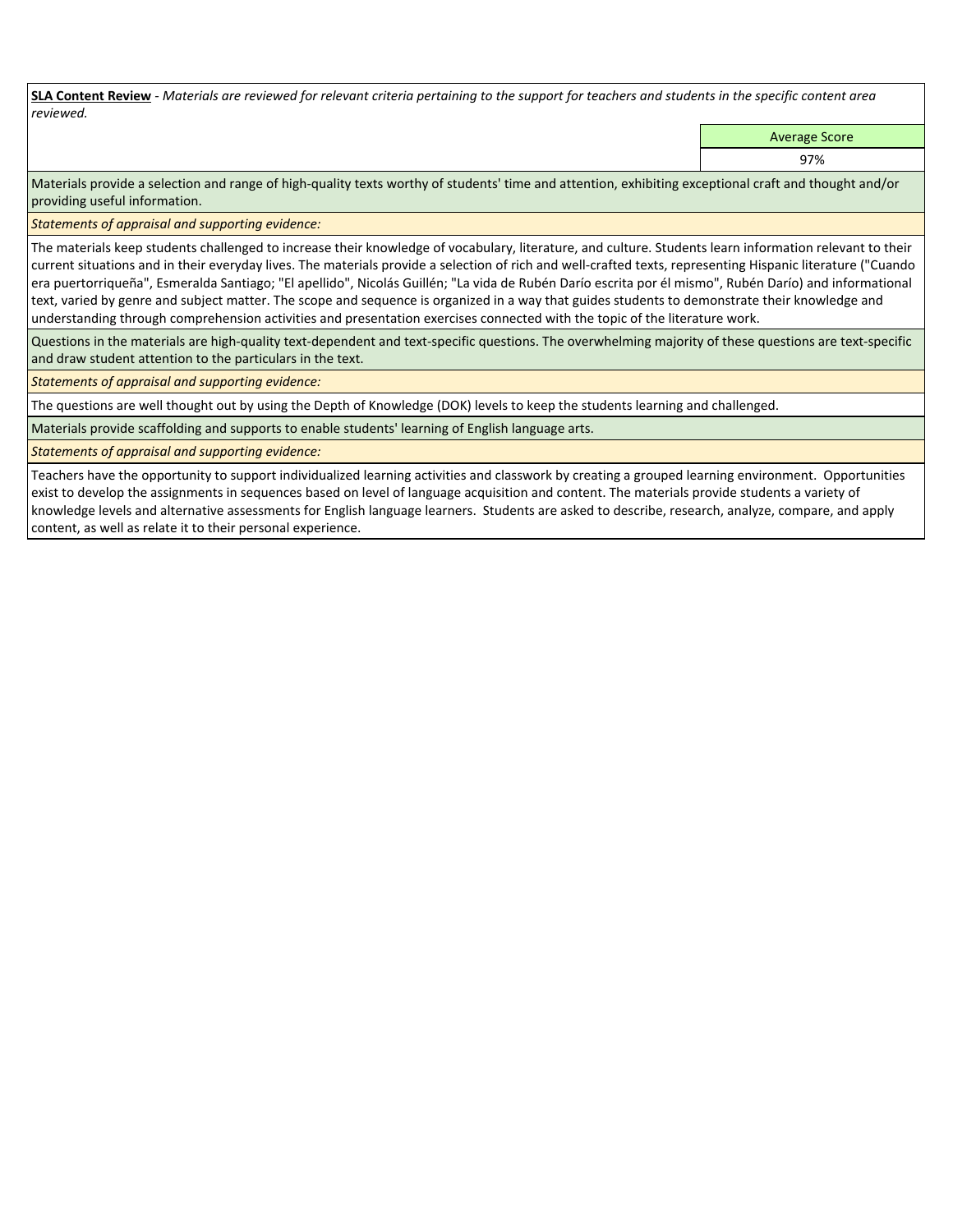**<u>SLA Content Review</u>** - *Materials are reviewed for relevant criteria pertaining to the support for teachers and students in the specific content area reviewed.*

| Average Score |
| --- |
| 97% |

Materials provide a selection and range of high-quality texts worthy of students' time and attention, exhibiting exceptional craft and thought and/or providing useful information.

*Statements of appraisal and supporting evidence:*

The materials keep students challenged to increase their knowledge of vocabulary, literature, and culture. Students learn information relevant to their current situations and in their everyday lives. The materials provide a selection of rich and well-crafted texts, representing Hispanic literature ("Cuando era puertorriqueña", Esmeralda Santiago; "El apellido", Nicolás Guillén; "La vida de Rubén Darío escrita por él mismo", Rubén Darío) and informational text, varied by genre and subject matter. The scope and sequence is organized in a way that guides students to demonstrate their knowledge and understanding through comprehension activities and presentation exercises connected with the topic of the literature work.

Questions in the materials are high-quality text-dependent and text-specific questions. The overwhelming majority of these questions are text-specific and draw student attention to the particulars in the text.

*Statements of appraisal and supporting evidence:*

The questions are well thought out by using the Depth of Knowledge (DOK) levels to keep the students learning and challenged.

Materials provide scaffolding and supports to enable students' learning of English language arts.

*Statements of appraisal and supporting evidence:*

Teachers have the opportunity to support individualized learning activities and classwork by creating a grouped learning environment. Opportunities exist to develop the assignments in sequences based on level of language acquisition and content. The materials provide students a variety of knowledge levels and alternative assessments for English language learners. Students are asked to describe, research, analyze, compare, and apply content, as well as relate it to their personal experience.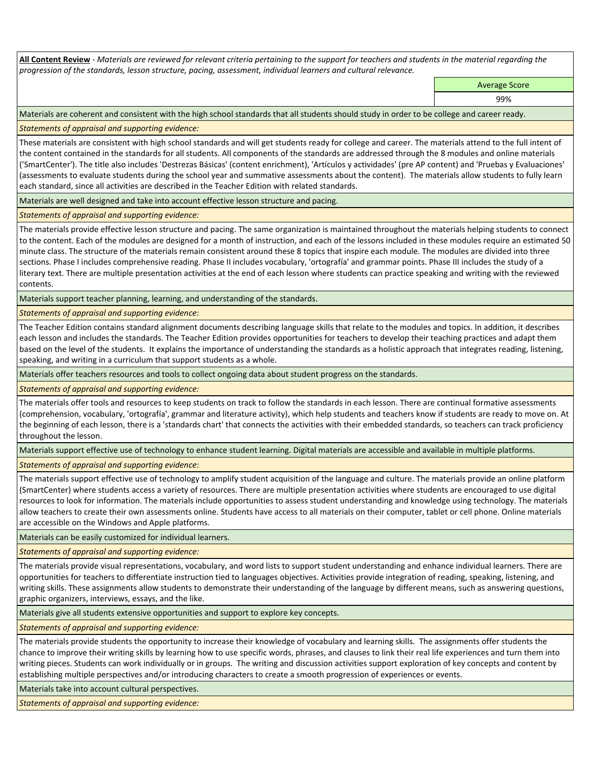**All Content Review** - *Materials are reviewed for relevant criteria pertaining to the support for teachers and students in the material regarding the progression of the standards, lesson structure, pacing, assessment, individual learners and cultural relevance.*

| Average Score |
|---|
| 99% |

Materials are coherent and consistent with the high school standards that all students should study in order to be college and career ready.

*Statements of appraisal and supporting evidence:*

These materials are consistent with high school standards and will get students ready for college and career. The materials attend to the full intent of the content contained in the standards for all students. All components of the standards are addressed through the 8 modules and online materials ('SmartCenter'). The title also includes 'Destrezas Básicas' (content enrichment), 'Artículos y actividades' (pre AP content) and 'Pruebas y Evaluaciones' (assessments to evaluate students during the school year and summative assessments about the content). The materials allow students to fully learn each standard, since all activities are described in the Teacher Edition with related standards.

Materials are well designed and take into account effective lesson structure and pacing.

*Statements of appraisal and supporting evidence:*

The materials provide effective lesson structure and pacing. The same organization is maintained throughout the materials helping students to connect to the content. Each of the modules are designed for a month of instruction, and each of the lessons included in these modules require an estimated 50 minute class. The structure of the materials remain consistent around these 8 topics that inspire each module. The modules are divided into three sections. Phase I includes comprehensive reading. Phase II includes vocabulary, 'ortografía' and grammar points. Phase III includes the study of a literary text. There are multiple presentation activities at the end of each lesson where students can practice speaking and writing with the reviewed contents.

Materials support teacher planning, learning, and understanding of the standards.

*Statements of appraisal and supporting evidence:*

The Teacher Edition contains standard alignment documents describing language skills that relate to the modules and topics. In addition, it describes each lesson and includes the standards. The Teacher Edition provides opportunities for teachers to develop their teaching practices and adapt them based on the level of the students. It explains the importance of understanding the standards as a holistic approach that integrates reading, listening, speaking, and writing in a curriculum that support students as a whole.

Materials offer teachers resources and tools to collect ongoing data about student progress on the standards.

*Statements of appraisal and supporting evidence:*

The materials offer tools and resources to keep students on track to follow the standards in each lesson. There are continual formative assessments (comprehension, vocabulary, 'ortografía', grammar and literature activity), which help students and teachers know if students are ready to move on. At the beginning of each lesson, there is a 'standards chart' that connects the activities with their embedded standards, so teachers can track proficiency throughout the lesson.

Materials support effective use of technology to enhance student learning. Digital materials are accessible and available in multiple platforms.

*Statements of appraisal and supporting evidence:*

The materials support effective use of technology to amplify student acquisition of the language and culture. The materials provide an online platform (SmartCenter) where students access a variety of resources. There are multiple presentation activities where students are encouraged to use digital resources to look for information. The materials include opportunities to assess student understanding and knowledge using technology. The materials allow teachers to create their own assessments online. Students have access to all materials on their computer, tablet or cell phone. Online materials are accessible on the Windows and Apple platforms.

Materials can be easily customized for individual learners.

*Statements of appraisal and supporting evidence:*

The materials provide visual representations, vocabulary, and word lists to support student understanding and enhance individual learners. There are opportunities for teachers to differentiate instruction tied to languages objectives. Activities provide integration of reading, speaking, listening, and writing skills. These assignments allow students to demonstrate their understanding of the language by different means, such as answering questions, graphic organizers, interviews, essays, and the like.

Materials give all students extensive opportunities and support to explore key concepts.

*Statements of appraisal and supporting evidence:*

The materials provide students the opportunity to increase their knowledge of vocabulary and learning skills. The assignments offer students the chance to improve their writing skills by learning how to use specific words, phrases, and clauses to link their real life experiences and turn them into writing pieces. Students can work individually or in groups. The writing and discussion activities support exploration of key concepts and content by establishing multiple perspectives and/or introducing characters to create a smooth progression of experiences or events.

Materials take into account cultural perspectives.

*Statements of appraisal and supporting evidence:*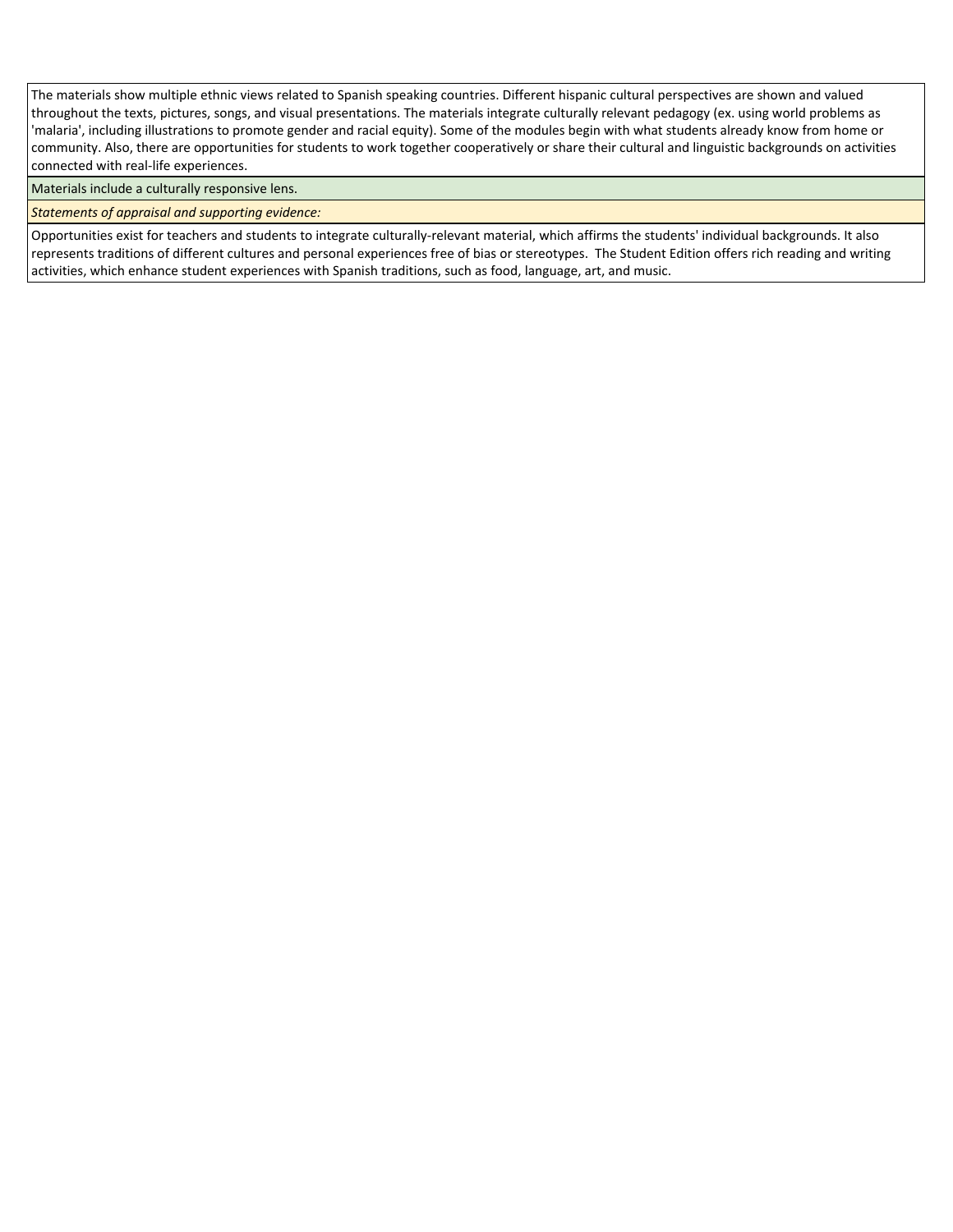The materials show multiple ethnic views related to Spanish speaking countries. Different hispanic cultural perspectives are shown and valued throughout the texts, pictures, songs, and visual presentations. The materials integrate culturally relevant pedagogy (ex. using world problems as 'malaria', including illustrations to promote gender and racial equity). Some of the modules begin with what students already know from home or community. Also, there are opportunities for students to work together cooperatively or share their cultural and linguistic backgrounds on activities connected with real-life experiences.

Materials include a culturally responsive lens.

*Statements of appraisal and supporting evidence:*

Opportunities exist for teachers and students to integrate culturally-relevant material, which affirms the students' individual backgrounds. It also represents traditions of different cultures and personal experiences free of bias or stereotypes. The Student Edition offers rich reading and writing activities, which enhance student experiences with Spanish traditions, such as food, language, art, and music.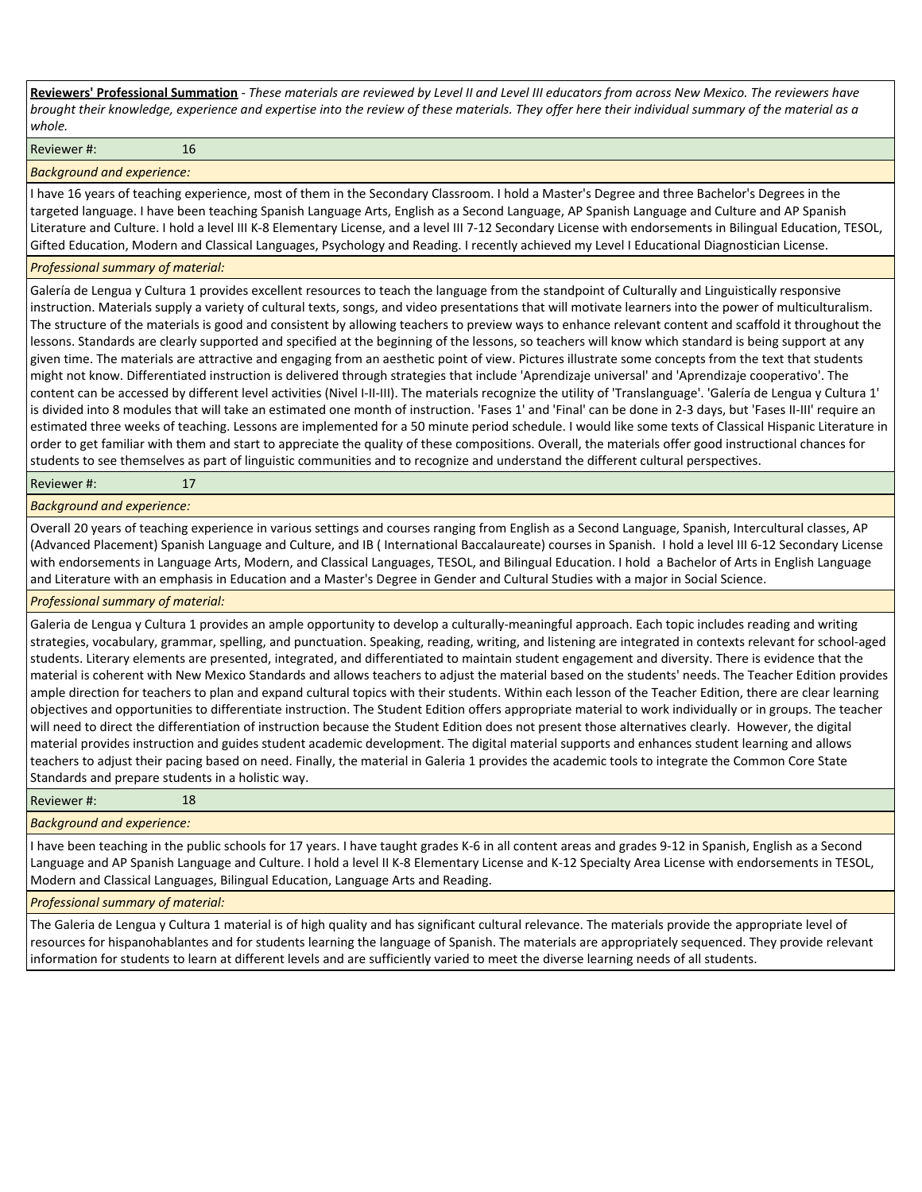**Reviewers' Professional Summation** - *These materials are reviewed by Level II and Level III educators from across New Mexico. The reviewers have brought their knowledge, experience and expertise into the review of these materials. They offer here their individual summary of the material as a whole.*

Reviewer #: 16

*Background and experience:*

I have 16 years of teaching experience, most of them in the Secondary Classroom. I hold a Master's Degree and three Bachelor's Degrees in the targeted language. I have been teaching Spanish Language Arts, English as a Second Language, AP Spanish Language and Culture and AP Spanish Literature and Culture. I hold a level III K-8 Elementary License, and a level III 7-12 Secondary License with endorsements in Bilingual Education, TESOL, Gifted Education, Modern and Classical Languages, Psychology and Reading. I recently achieved my Level I Educational Diagnostician License.

*Professional summary of material:*

Galería de Lengua y Cultura 1 provides excellent resources to teach the language from the standpoint of Culturally and Linguistically responsive instruction. Materials supply a variety of cultural texts, songs, and video presentations that will motivate learners into the power of multiculturalism. The structure of the materials is good and consistent by allowing teachers to preview ways to enhance relevant content and scaffold it throughout the lessons. Standards are clearly supported and specified at the beginning of the lessons, so teachers will know which standard is being support at any given time. The materials are attractive and engaging from an aesthetic point of view. Pictures illustrate some concepts from the text that students might not know. Differentiated instruction is delivered through strategies that include 'Aprendizaje universal' and 'Aprendizaje cooperativo'. The content can be accessed by different level activities (Nivel I-II-III). The materials recognize the utility of 'Translanguage'. 'Galería de Lengua y Cultura 1' is divided into 8 modules that will take an estimated one month of instruction. 'Fases 1' and 'Final' can be done in 2-3 days, but 'Fases II-III' require an estimated three weeks of teaching. Lessons are implemented for a 50 minute period schedule. I would like some texts of Classical Hispanic Literature in order to get familiar with them and start to appreciate the quality of these compositions. Overall, the materials offer good instructional chances for students to see themselves as part of linguistic communities and to recognize and understand the different cultural perspectives.

Reviewer #: 17

*Background and experience:*

Overall 20 years of teaching experience in various settings and courses ranging from English as a Second Language, Spanish, Intercultural classes, AP (Advanced Placement) Spanish Language and Culture, and IB ( International Baccalaureate) courses in Spanish. I hold a level III 6-12 Secondary License with endorsements in Language Arts, Modern, and Classical Languages, TESOL, and Bilingual Education. I hold a Bachelor of Arts in English Language and Literature with an emphasis in Education and a Master's Degree in Gender and Cultural Studies with a major in Social Science.

*Professional summary of material:*

Galeria de Lengua y Cultura 1 provides an ample opportunity to develop a culturally-meaningful approach. Each topic includes reading and writing strategies, vocabulary, grammar, spelling, and punctuation. Speaking, reading, writing, and listening are integrated in contexts relevant for school-aged students. Literary elements are presented, integrated, and differentiated to maintain student engagement and diversity. There is evidence that the material is coherent with New Mexico Standards and allows teachers to adjust the material based on the students' needs. The Teacher Edition provides ample direction for teachers to plan and expand cultural topics with their students. Within each lesson of the Teacher Edition, there are clear learning objectives and opportunities to differentiate instruction. The Student Edition offers appropriate material to work individually or in groups. The teacher will need to direct the differentiation of instruction because the Student Edition does not present those alternatives clearly. However, the digital material provides instruction and guides student academic development. The digital material supports and enhances student learning and allows teachers to adjust their pacing based on need. Finally, the material in Galeria 1 provides the academic tools to integrate the Common Core State Standards and prepare students in a holistic way.

Reviewer #: 18

*Background and experience:*

I have been teaching in the public schools for 17 years. I have taught grades K-6 in all content areas and grades 9-12 in Spanish, English as a Second Language and AP Spanish Language and Culture. I hold a level II K-8 Elementary License and K-12 Specialty Area License with endorsements in TESOL, Modern and Classical Languages, Bilingual Education, Language Arts and Reading.

*Professional summary of material:*

The Galeria de Lengua y Cultura 1 material is of high quality and has significant cultural relevance. The materials provide the appropriate level of resources for hispanohablantes and for students learning the language of Spanish. The materials are appropriately sequenced. They provide relevant information for students to learn at different levels and are sufficiently varied to meet the diverse learning needs of all students.